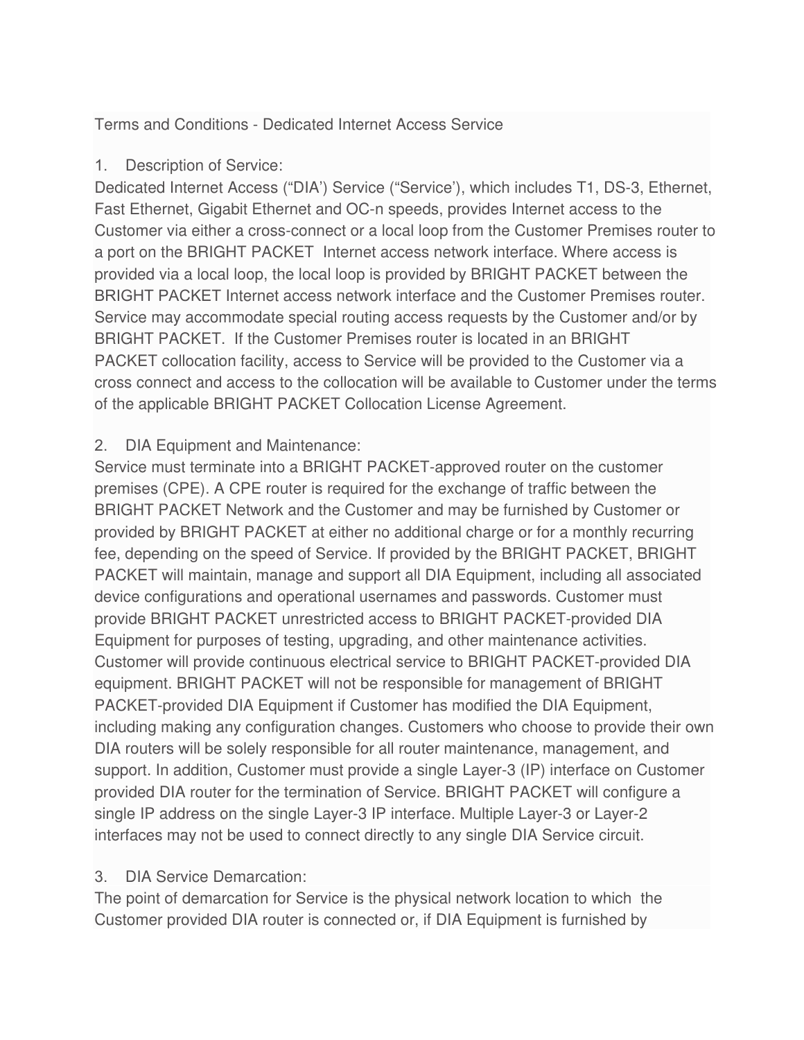Terms and Conditions - Dedicated Internet Access Service

1. Description of Service:

Dedicated Internet Access (“DIA’) Service (“Service’), which includes T1, DS-3, Ethernet, Fast Ethernet, Gigabit Ethernet and OC-n speeds, provides Internet access to the Customer via either a cross-connect or a local loop from the Customer Premises router to a port on the BRIGHT PACKET Internet access network interface. Where access is provided via a local loop, the local loop is provided by BRIGHT PACKET between the BRIGHT PACKET Internet access network interface and the Customer Premises router. Service may accommodate special routing access requests by the Customer and/or by BRIGHT PACKET. If the Customer Premises router is located in an BRIGHT PACKET collocation facility, access to Service will be provided to the Customer via a cross connect and access to the collocation will be available to Customer under the terms of the applicable BRIGHT PACKET Collocation License Agreement.

2. DIA Equipment and Maintenance:

Service must terminate into a BRIGHT PACKET-approved router on the customer premises (CPE). A CPE router is required for the exchange of traffic between the BRIGHT PACKET Network and the Customer and may be furnished by Customer or provided by BRIGHT PACKET at either no additional charge or for a monthly recurring fee, depending on the speed of Service. If provided by the BRIGHT PACKET, BRIGHT PACKET will maintain, manage and support all DIA Equipment, including all associated device configurations and operational usernames and passwords. Customer must provide BRIGHT PACKET unrestricted access to BRIGHT PACKET-provided DIA Equipment for purposes of testing, upgrading, and other maintenance activities. Customer will provide continuous electrical service to BRIGHT PACKET-provided DIA equipment. BRIGHT PACKET will not be responsible for management of BRIGHT PACKET-provided DIA Equipment if Customer has modified the DIA Equipment, including making any configuration changes. Customers who choose to provide their own DIA routers will be solely responsible for all router maintenance, management, and support. In addition, Customer must provide a single Layer-3 (IP) interface on Customer provided DIA router for the termination of Service. BRIGHT PACKET will configure a single IP address on the single Layer-3 IP interface. Multiple Layer-3 or Layer-2 interfaces may not be used to connect directly to any single DIA Service circuit.

3. DIA Service Demarcation:

The point of demarcation for Service is the physical network location to which the Customer provided DIA router is connected or, if DIA Equipment is furnished by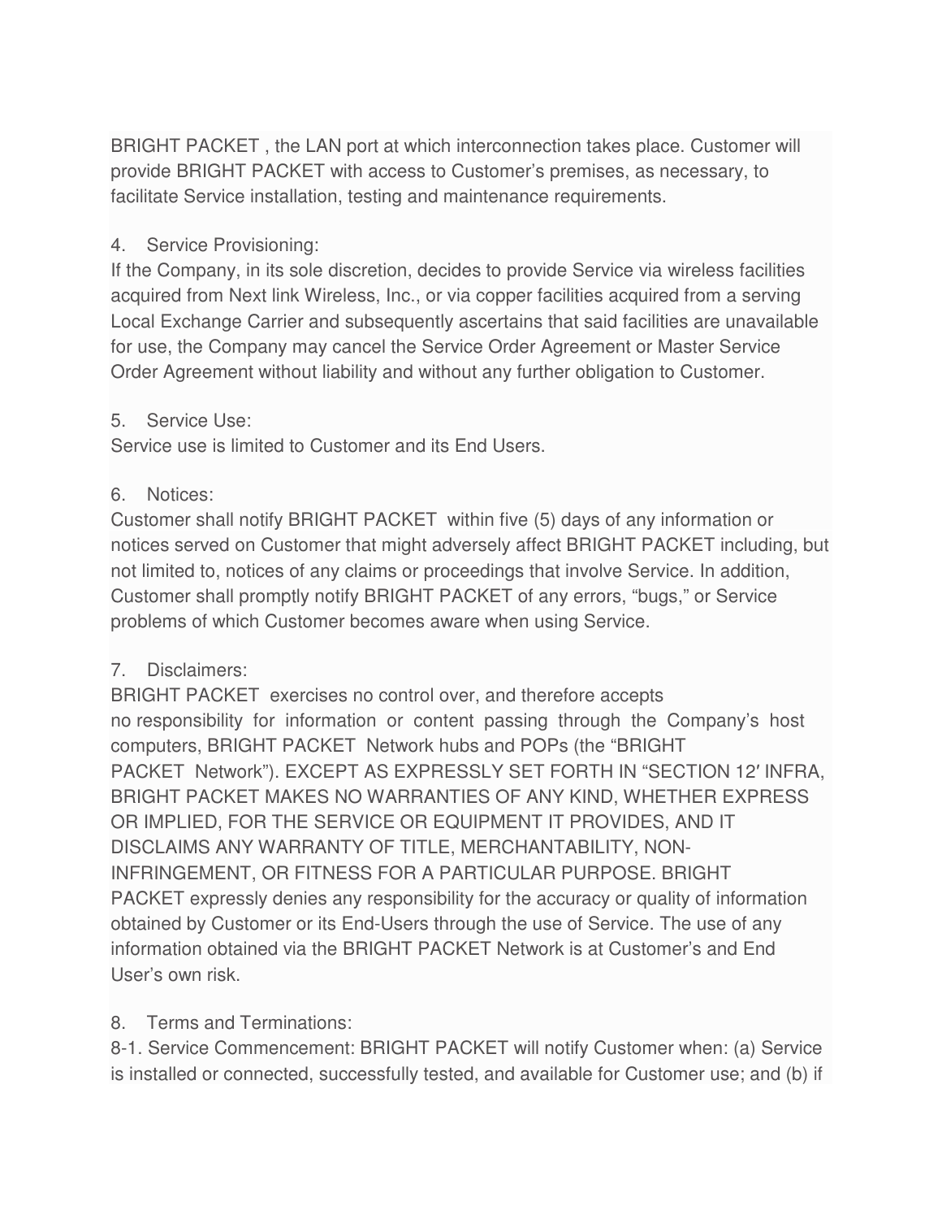BRIGHT PACKET , the LAN port at which interconnection takes place. Customer will provide BRIGHT PACKET with access to Customer's premises, as necessary, to facilitate Service installation, testing and maintenance requirements.

4. Service Provisioning:

If the Company, in its sole discretion, decides to provide Service via wireless facilities acquired from Next link Wireless, Inc., or via copper facilities acquired from a serving Local Exchange Carrier and subsequently ascertains that said facilities are unavailable for use, the Company may cancel the Service Order Agreement or Master Service Order Agreement without liability and without any further obligation to Customer.

5. Service Use:

Service use is limited to Customer and its End Users.

6. Notices:

Customer shall notify BRIGHT PACKET within five (5) days of any information or notices served on Customer that might adversely affect BRIGHT PACKET including, but not limited to, notices of any claims or proceedings that involve Service. In addition, Customer shall promptly notify BRIGHT PACKET of any errors, "bugs," or Service problems of which Customer becomes aware when using Service.

7. Disclaimers:

BRIGHT PACKET exercises no control over, and therefore accepts no responsibility for information or content passing through the Company's host computers, BRIGHT PACKET Network hubs and POPs (the "BRIGHT PACKET Network"). EXCEPT AS EXPRESSLY SET FORTH IN "SECTION 12′ INFRA, BRIGHT PACKET MAKES NO WARRANTIES OF ANY KIND, WHETHER EXPRESS OR IMPLIED, FOR THE SERVICE OR EQUIPMENT IT PROVIDES, AND IT DISCLAIMS ANY WARRANTY OF TITLE, MERCHANTABILITY, NON-INFRINGEMENT, OR FITNESS FOR A PARTICULAR PURPOSE. BRIGHT PACKET expressly denies any responsibility for the accuracy or quality of information obtained by Customer or its End-Users through the use of Service. The use of any information obtained via the BRIGHT PACKET Network is at Customer's and End User's own risk.

8. Terms and Terminations:

8-1. Service Commencement: BRIGHT PACKET will notify Customer when: (a) Service is installed or connected, successfully tested, and available for Customer use; and (b) if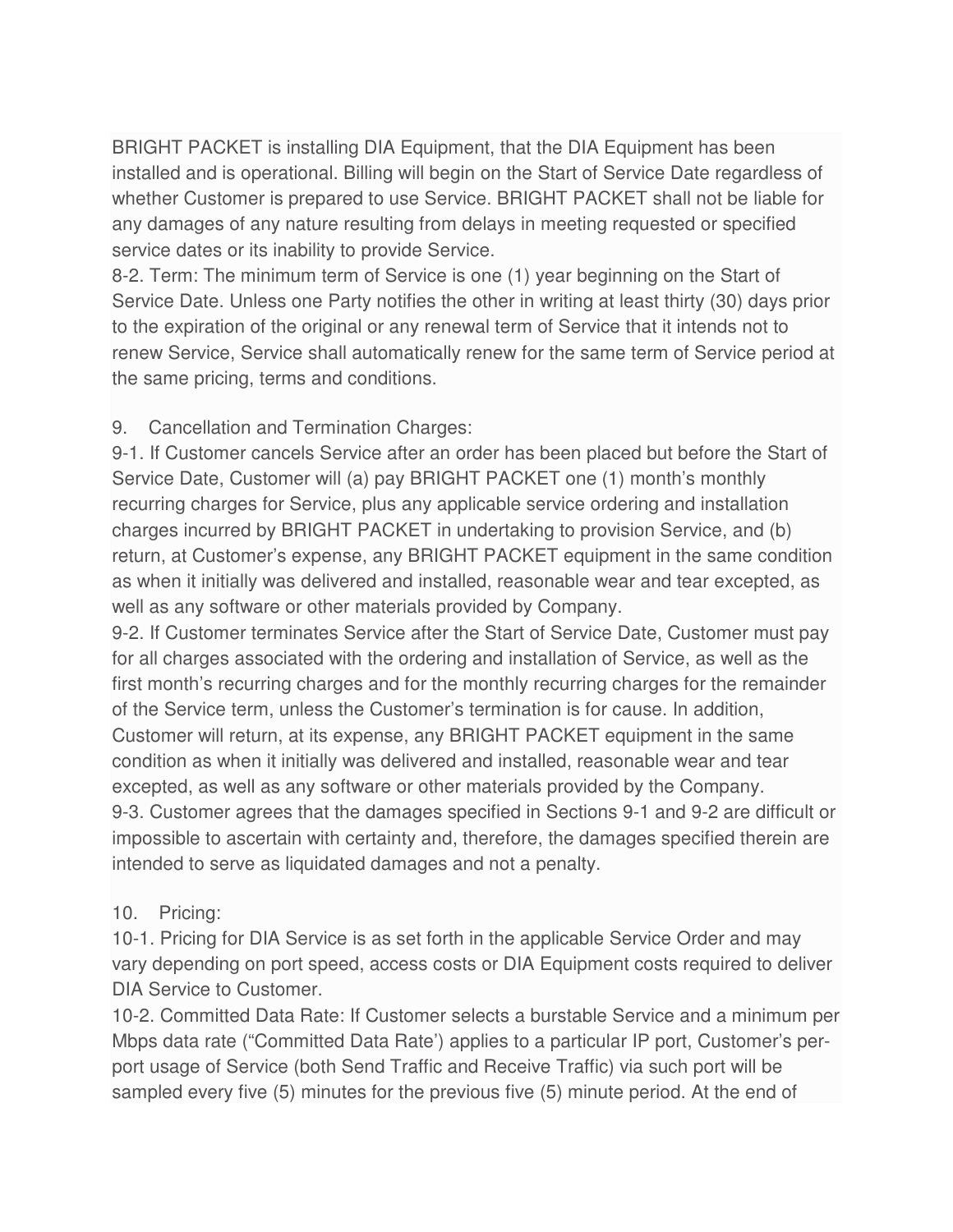BRIGHT PACKET is installing DIA Equipment, that the DIA Equipment has been installed and is operational. Billing will begin on the Start of Service Date regardless of whether Customer is prepared to use Service. BRIGHT PACKET shall not be liable for any damages of any nature resulting from delays in meeting requested or specified service dates or its inability to provide Service.

8-2. Term: The minimum term of Service is one (1) year beginning on the Start of Service Date. Unless one Party notifies the other in writing at least thirty (30) days prior to the expiration of the original or any renewal term of Service that it intends not to renew Service, Service shall automatically renew for the same term of Service period at the same pricing, terms and conditions.

9. Cancellation and Termination Charges:

9-1. If Customer cancels Service after an order has been placed but before the Start of Service Date, Customer will (a) pay BRIGHT PACKET one (1) month's monthly recurring charges for Service, plus any applicable service ordering and installation charges incurred by BRIGHT PACKET in undertaking to provision Service, and (b) return, at Customer's expense, any BRIGHT PACKET equipment in the same condition as when it initially was delivered and installed, reasonable wear and tear excepted, as well as any software or other materials provided by Company.

9-2. If Customer terminates Service after the Start of Service Date, Customer must pay for all charges associated with the ordering and installation of Service, as well as the first month's recurring charges and for the monthly recurring charges for the remainder of the Service term, unless the Customer's termination is for cause. In addition, Customer will return, at its expense, any BRIGHT PACKET equipment in the same condition as when it initially was delivered and installed, reasonable wear and tear excepted, as well as any software or other materials provided by the Company.

9-3. Customer agrees that the damages specified in Sections 9-1 and 9-2 are difficult or impossible to ascertain with certainty and, therefore, the damages specified therein are intended to serve as liquidated damages and not a penalty.

10. Pricing:

10-1. Pricing for DIA Service is as set forth in the applicable Service Order and may vary depending on port speed, access costs or DIA Equipment costs required to deliver DIA Service to Customer.

10-2. Committed Data Rate: If Customer selects a burstable Service and a minimum per Mbps data rate ("Committed Data Rate') applies to a particular IP port, Customer's per-port usage of Service (both Send Traffic and Receive Traffic) via such port will be sampled every five (5) minutes for the previous five (5) minute period. At the end of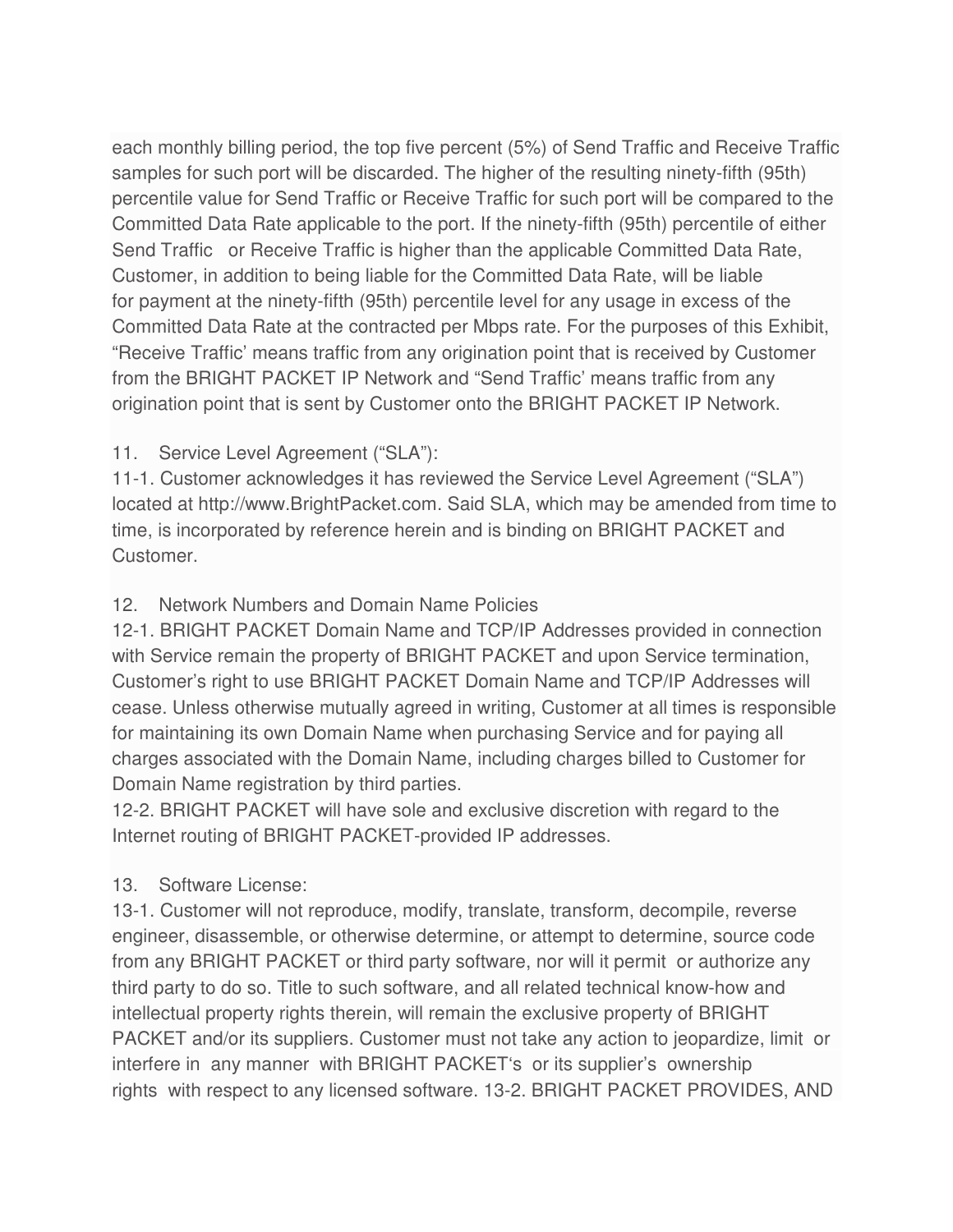each monthly billing period, the top five percent (5%) of Send Traffic and Receive Traffic samples for such port will be discarded. The higher of the resulting ninety-fifth (95th) percentile value for Send Traffic or Receive Traffic for such port will be compared to the Committed Data Rate applicable to the port. If the ninety-fifth (95th) percentile of either Send Traffic or Receive Traffic is higher than the applicable Committed Data Rate, Customer, in addition to being liable for the Committed Data Rate, will be liable for payment at the ninety-fifth (95th) percentile level for any usage in excess of the Committed Data Rate at the contracted per Mbps rate. For the purposes of this Exhibit, "Receive Traffic' means traffic from any origination point that is received by Customer from the BRIGHT PACKET IP Network and "Send Traffic' means traffic from any origination point that is sent by Customer onto the BRIGHT PACKET IP Network.

11. Service Level Agreement ("SLA"):

11-1. Customer acknowledges it has reviewed the Service Level Agreement ("SLA") located at http://www.BrightPacket.com. Said SLA, which may be amended from time to time, is incorporated by reference herein and is binding on BRIGHT PACKET and Customer.

12. Network Numbers and Domain Name Policies

12-1. BRIGHT PACKET Domain Name and TCP/IP Addresses provided in connection with Service remain the property of BRIGHT PACKET and upon Service termination, Customer's right to use BRIGHT PACKET Domain Name and TCP/IP Addresses will cease. Unless otherwise mutually agreed in writing, Customer at all times is responsible for maintaining its own Domain Name when purchasing Service and for paying all charges associated with the Domain Name, including charges billed to Customer for Domain Name registration by third parties.

12-2. BRIGHT PACKET will have sole and exclusive discretion with regard to the Internet routing of BRIGHT PACKET-provided IP addresses.

13. Software License:

13-1. Customer will not reproduce, modify, translate, transform, decompile, reverse engineer, disassemble, or otherwise determine, or attempt to determine, source code from any BRIGHT PACKET or third party software, nor will it permit or authorize any third party to do so. Title to such software, and all related technical know-how and intellectual property rights therein, will remain the exclusive property of BRIGHT PACKET and/or its suppliers. Customer must not take any action to jeopardize, limit or interfere in any manner with BRIGHT PACKET's or its supplier's ownership rights with respect to any licensed software. 13-2. BRIGHT PACKET PROVIDES, AND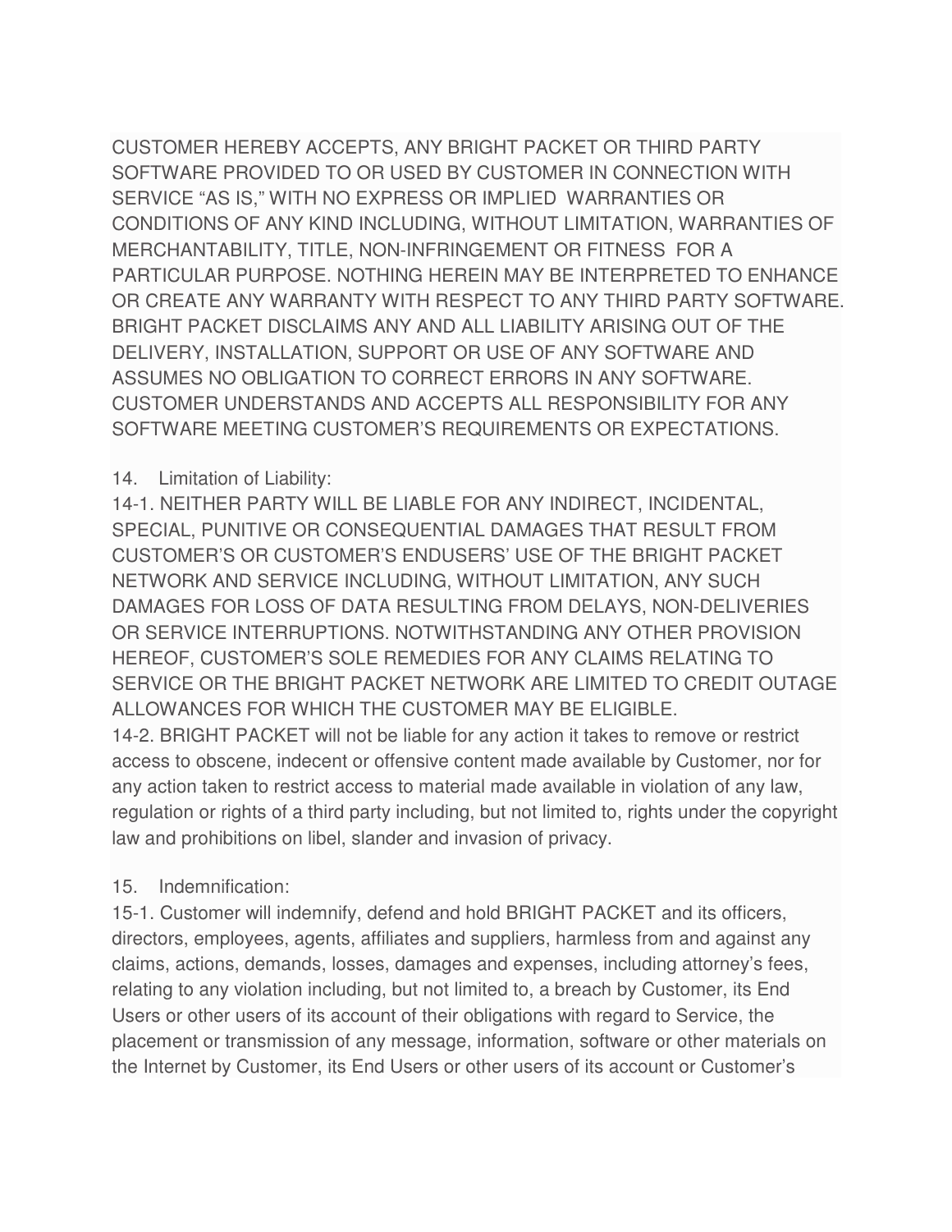CUSTOMER HEREBY ACCEPTS, ANY BRIGHT PACKET OR THIRD PARTY SOFTWARE PROVIDED TO OR USED BY CUSTOMER IN CONNECTION WITH SERVICE "AS IS," WITH NO EXPRESS OR IMPLIED WARRANTIES OR CONDITIONS OF ANY KIND INCLUDING, WITHOUT LIMITATION, WARRANTIES OF MERCHANTABILITY, TITLE, NON-INFRINGEMENT OR FITNESS FOR A PARTICULAR PURPOSE. NOTHING HEREIN MAY BE INTERPRETED TO ENHANCE OR CREATE ANY WARRANTY WITH RESPECT TO ANY THIRD PARTY SOFTWARE. BRIGHT PACKET DISCLAIMS ANY AND ALL LIABILITY ARISING OUT OF THE DELIVERY, INSTALLATION, SUPPORT OR USE OF ANY SOFTWARE AND ASSUMES NO OBLIGATION TO CORRECT ERRORS IN ANY SOFTWARE. CUSTOMER UNDERSTANDS AND ACCEPTS ALL RESPONSIBILITY FOR ANY SOFTWARE MEETING CUSTOMER'S REQUIREMENTS OR EXPECTATIONS.

14. Limitation of Liability:

14-1. NEITHER PARTY WILL BE LIABLE FOR ANY INDIRECT, INCIDENTAL, SPECIAL, PUNITIVE OR CONSEQUENTIAL DAMAGES THAT RESULT FROM CUSTOMER'S OR CUSTOMER'S ENDUSERS' USE OF THE BRIGHT PACKET NETWORK AND SERVICE INCLUDING, WITHOUT LIMITATION, ANY SUCH DAMAGES FOR LOSS OF DATA RESULTING FROM DELAYS, NON-DELIVERIES OR SERVICE INTERRUPTIONS. NOTWITHSTANDING ANY OTHER PROVISION HEREOF, CUSTOMER'S SOLE REMEDIES FOR ANY CLAIMS RELATING TO SERVICE OR THE BRIGHT PACKET NETWORK ARE LIMITED TO CREDIT OUTAGE ALLOWANCES FOR WHICH THE CUSTOMER MAY BE ELIGIBLE.

14-2. BRIGHT PACKET will not be liable for any action it takes to remove or restrict access to obscene, indecent or offensive content made available by Customer, nor for any action taken to restrict access to material made available in violation of any law, regulation or rights of a third party including, but not limited to, rights under the copyright law and prohibitions on libel, slander and invasion of privacy.

15. Indemnification:

15-1. Customer will indemnify, defend and hold BRIGHT PACKET and its officers, directors, employees, agents, affiliates and suppliers, harmless from and against any claims, actions, demands, losses, damages and expenses, including attorney's fees, relating to any violation including, but not limited to, a breach by Customer, its End Users or other users of its account of their obligations with regard to Service, the placement or transmission of any message, information, software or other materials on the Internet by Customer, its End Users or other users of its account or Customer's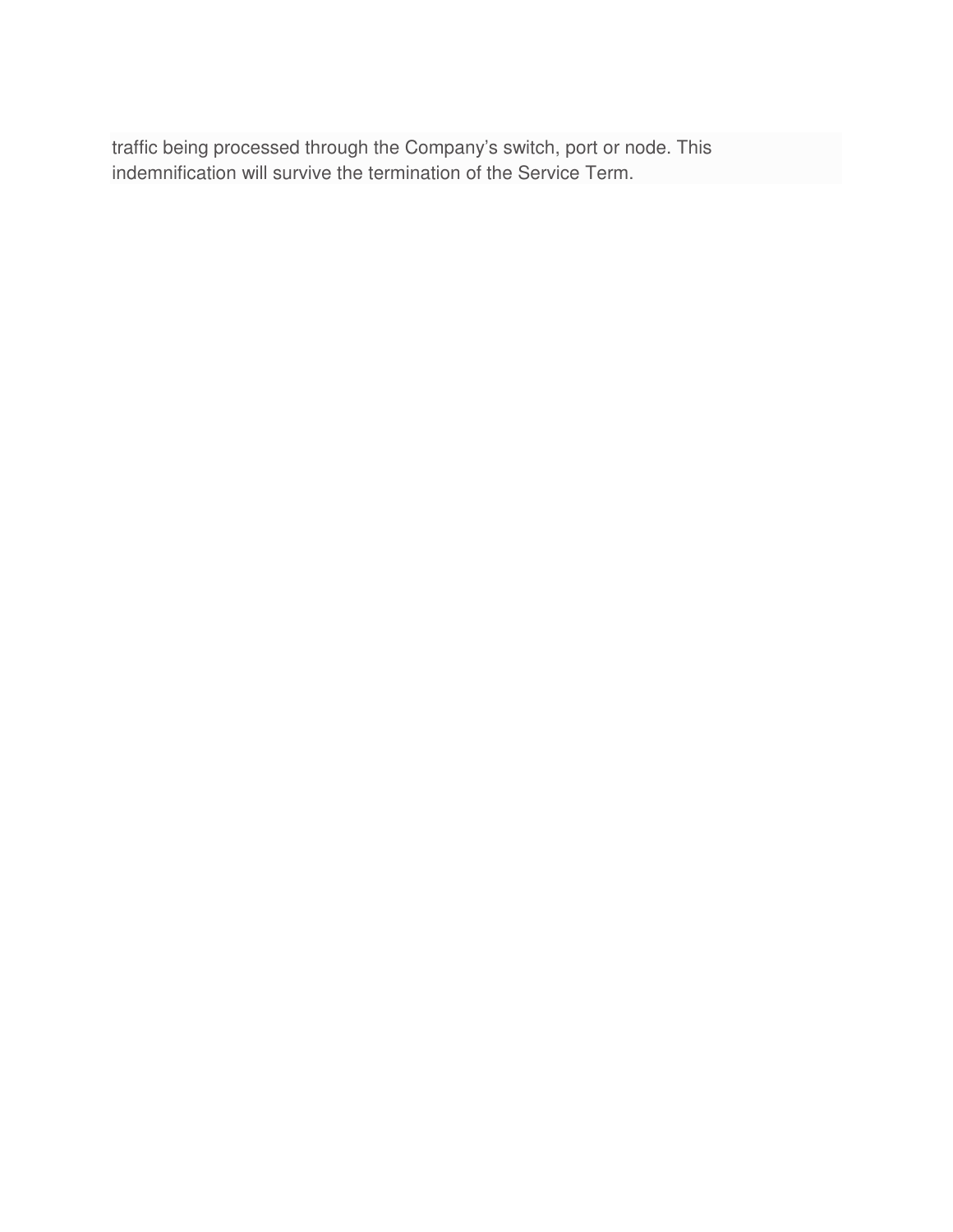traffic being processed through the Company’s switch, port or node. This indemnification will survive the termination of the Service Term.